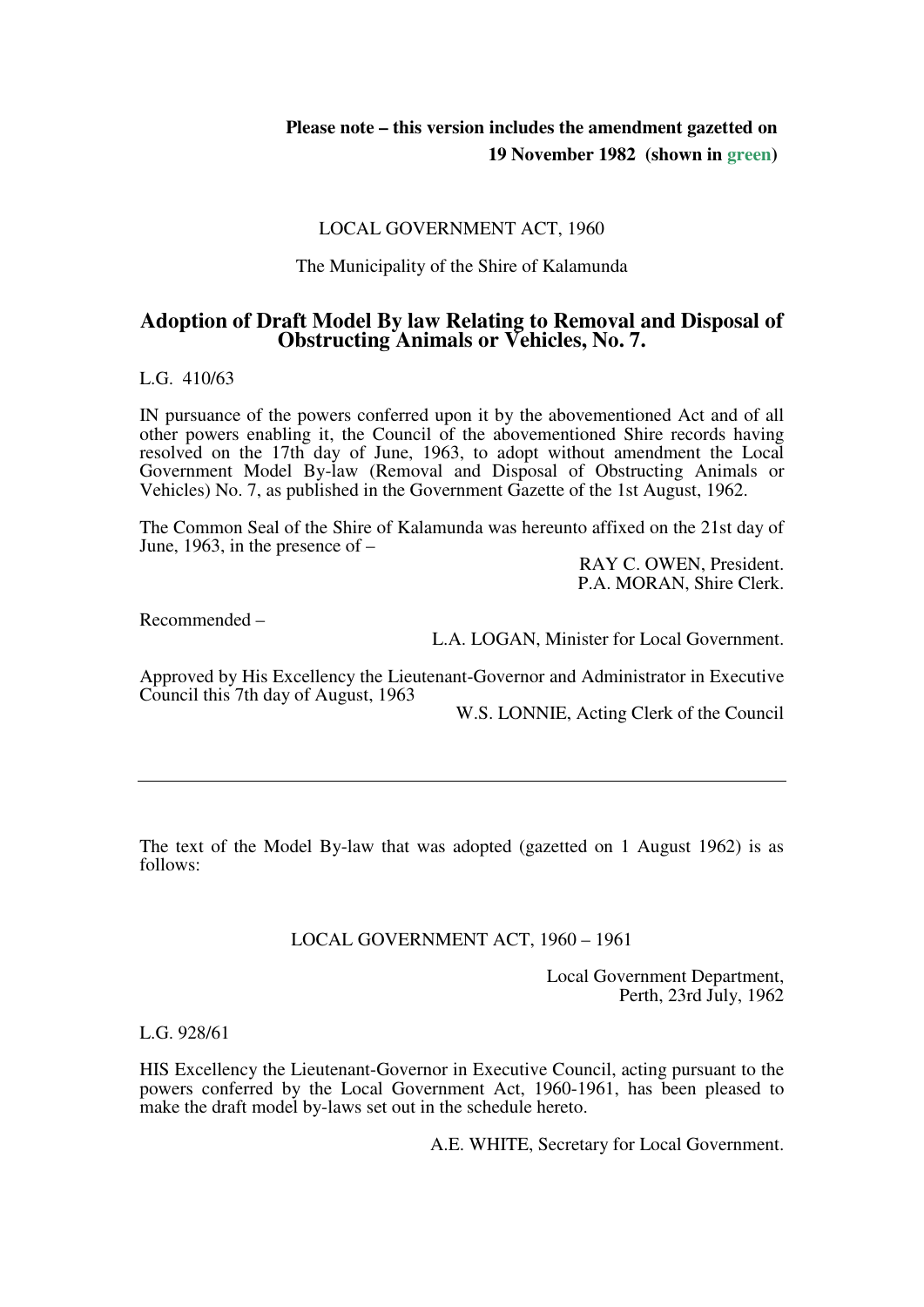**Please note – this version includes the amendment gazetted on 19 November 1982 (shown in green)**

LOCAL GOVERNMENT ACT, 1960

The Municipality of the Shire of Kalamunda

## Adoption of Draft Model By law Relating to Removal and Disposal of Obstructing Animals or Vehicles, No. 7.

L.G. 410/63

IN pursuance of the powers conferred upon it by the abovementioned Act and of all other powers enabling it, the Council of the abovementioned Shire records having resolved on the 17th day of June, 1963, to adopt without amendment the Local Government Model By-law (Removal and Disposal of Obstructing Animals or Vehicles) No. 7, as published in the Government Gazette of the 1st August, 1962.

The Common Seal of the Shire of Kalamunda was hereunto affixed on the 21st day of June, 1963, in the presence of –

RAY C. OWEN, President.
P.A. MORAN, Shire Clerk.

Recommended –

L.A. LOGAN, Minister for Local Government.

Approved by His Excellency the Lieutenant-Governor and Administrator in Executive Council this 7th day of August, 1963

W.S. LONNIE, Acting Clerk of the Council

---

The text of the Model By-law that was adopted (gazetted on 1 August 1962) is as follows:

LOCAL GOVERNMENT ACT, 1960 – 1961

Local Government Department,
Perth, 23rd July, 1962

L.G. 928/61

HIS Excellency the Lieutenant-Governor in Executive Council, acting pursuant to the powers conferred by the Local Government Act, 1960-1961, has been pleased to make the draft model by-laws set out in the schedule hereto.

A.E. WHITE, Secretary for Local Government.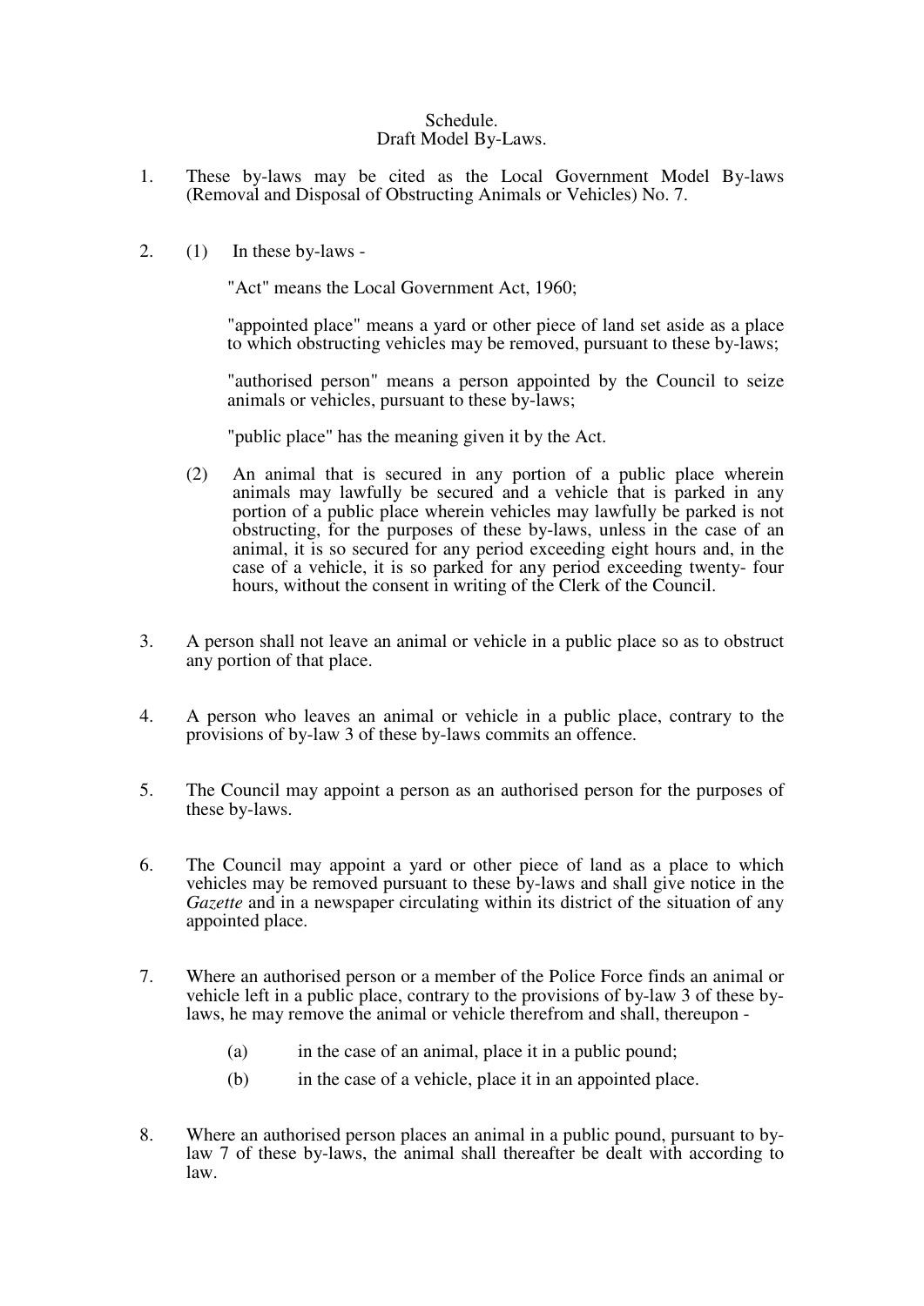Schedule.
Draft Model By-Laws.

1. These by-laws may be cited as the Local Government Model By-laws (Removal and Disposal of Obstructing Animals or Vehicles) No. 7.

2. (1) In these by-laws -

   "Act" means the Local Government Act, 1960;

   "appointed place" means a yard or other piece of land set aside as a place to which obstructing vehicles may be removed, pursuant to these by-laws;

   "authorised person" means a person appointed by the Council to seize animals or vehicles, pursuant to these by-laws;

   "public place" has the meaning given it by the Act.

   (2) An animal that is secured in any portion of a public place wherein animals may lawfully be secured and a vehicle that is parked in any portion of a public place wherein vehicles may lawfully be parked is not obstructing, for the purposes of these by-laws, unless in the case of an animal, it is so secured for any period exceeding eight hours and, in the case of a vehicle, it is so parked for any period exceeding twenty- four hours, without the consent in writing of the Clerk of the Council.

3. A person shall not leave an animal or vehicle in a public place so as to obstruct any portion of that place.

4. A person who leaves an animal or vehicle in a public place, contrary to the provisions of by-law 3 of these by-laws commits an offence.

5. The Council may appoint a person as an authorised person for the purposes of these by-laws.

6. The Council may appoint a yard or other piece of land as a place to which vehicles may be removed pursuant to these by-laws and shall give notice in the *Gazette* and in a newspaper circulating within its district of the situation of any appointed place.

7. Where an authorised person or a member of the Police Force finds an animal or vehicle left in a public place, contrary to the provisions of by-law 3 of these by-laws, he may remove the animal or vehicle therefrom and shall, thereupon -

   (a) in the case of an animal, place it in a public pound;

   (b) in the case of a vehicle, place it in an appointed place.

8. Where an authorised person places an animal in a public pound, pursuant to by-law 7 of these by-laws, the animal shall thereafter be dealt with according to law.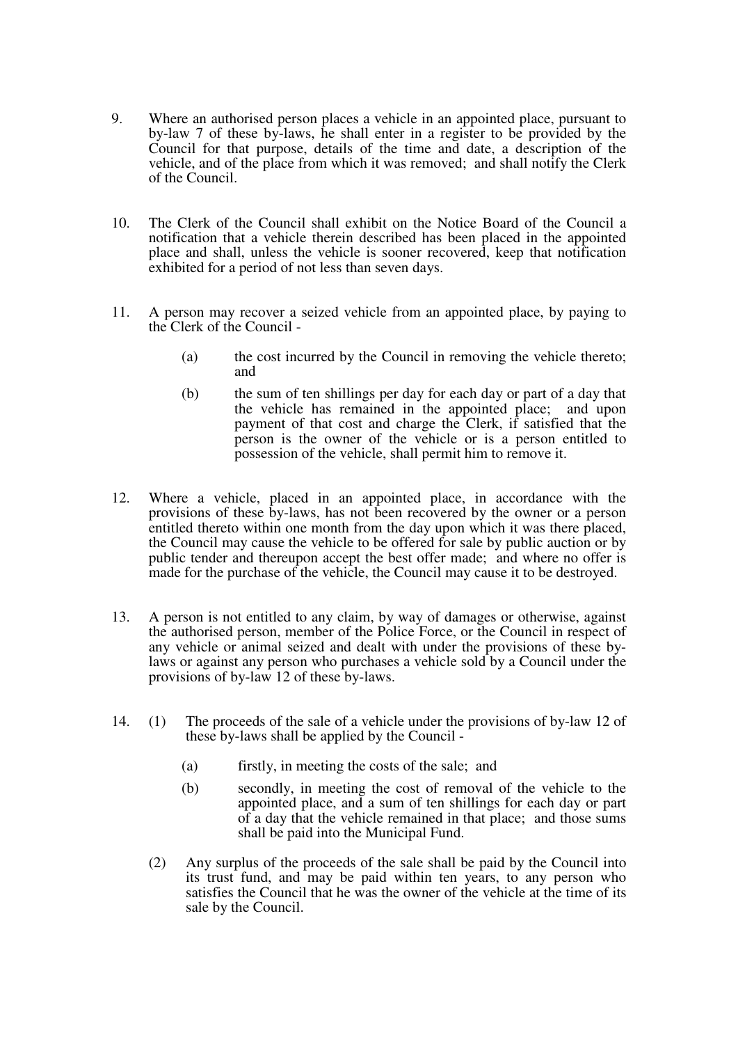9. Where an authorised person places a vehicle in an appointed place, pursuant to by-law 7 of these by-laws, he shall enter in a register to be provided by the Council for that purpose, details of the time and date, a description of the vehicle, and of the place from which it was removed; and shall notify the Clerk of the Council.

10. The Clerk of the Council shall exhibit on the Notice Board of the Council a notification that a vehicle therein described has been placed in the appointed place and shall, unless the vehicle is sooner recovered, keep that notification exhibited for a period of not less than seven days.

11. A person may recover a seized vehicle from an appointed place, by paying to the Clerk of the Council -

    (a) the cost incurred by the Council in removing the vehicle thereto; and

    (b) the sum of ten shillings per day for each day or part of a day that the vehicle has remained in the appointed place; and upon payment of that cost and charge the Clerk, if satisfied that the person is the owner of the vehicle or is a person entitled to possession of the vehicle, shall permit him to remove it.

12. Where a vehicle, placed in an appointed place, in accordance with the provisions of these by-laws, has not been recovered by the owner or a person entitled thereto within one month from the day upon which it was there placed, the Council may cause the vehicle to be offered for sale by public auction or by public tender and thereupon accept the best offer made; and where no offer is made for the purchase of the vehicle, the Council may cause it to be destroyed.

13. A person is not entitled to any claim, by way of damages or otherwise, against the authorised person, member of the Police Force, or the Council in respect of any vehicle or animal seized and dealt with under the provisions of these by-laws or against any person who purchases a vehicle sold by a Council under the provisions of by-law 12 of these by-laws.

14. (1) The proceeds of the sale of a vehicle under the provisions of by-law 12 of these by-laws shall be applied by the Council -

    (a) firstly, in meeting the costs of the sale; and

    (b) secondly, in meeting the cost of removal of the vehicle to the appointed place, and a sum of ten shillings for each day or part of a day that the vehicle remained in that place; and those sums shall be paid into the Municipal Fund.

    (2) Any surplus of the proceeds of the sale shall be paid by the Council into its trust fund, and may be paid within ten years, to any person who satisfies the Council that he was the owner of the vehicle at the time of its sale by the Council.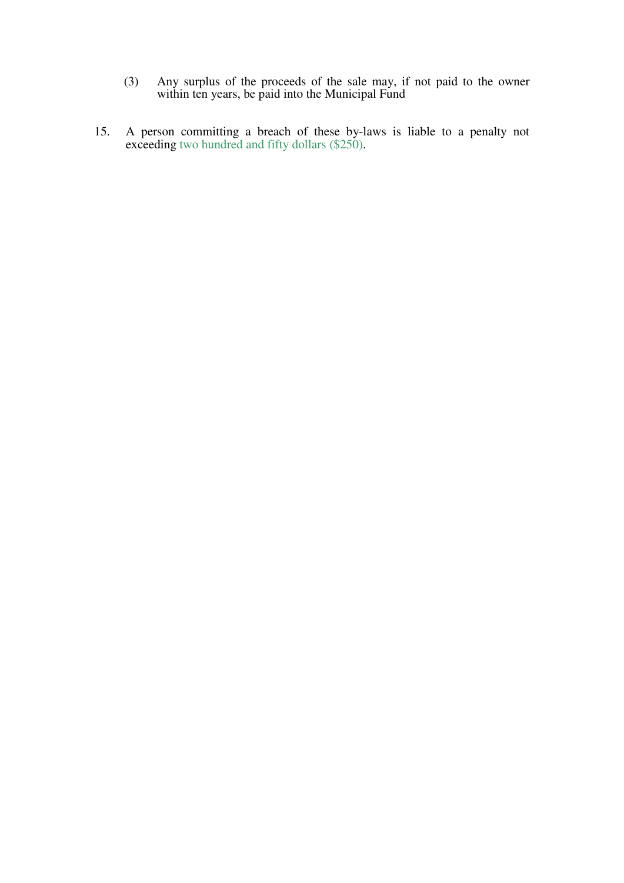(3) Any surplus of the proceeds of the sale may, if not paid to the owner within ten years, be paid into the Municipal Fund

15. A person committing a breach of these by-laws is liable to a penalty not exceeding two hundred and fifty dollars ($250).